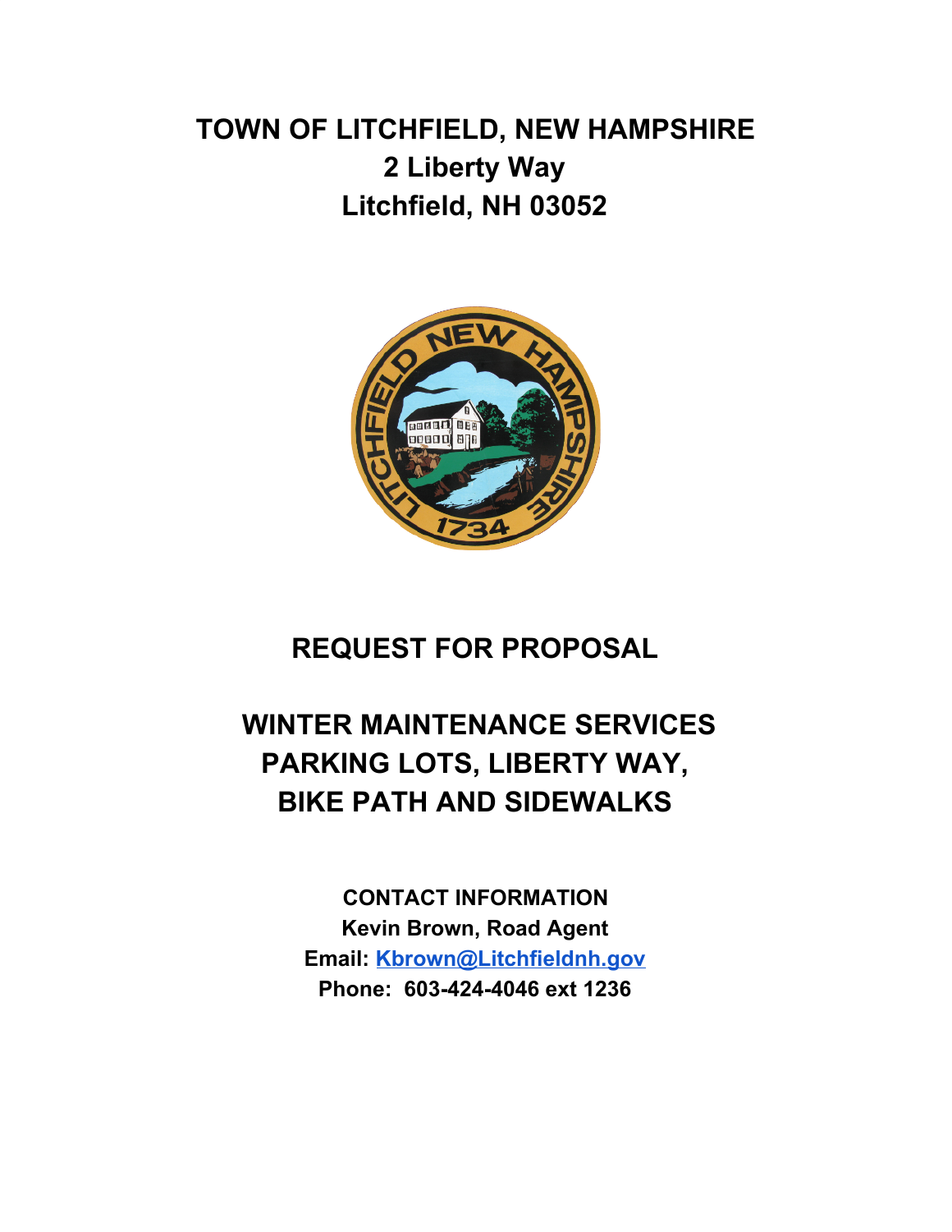# TOWN OF LITCHFIELD, NEW HAMPSHIRE
## 2 Liberty Way
## Litchfield, NH 03052

# REQUEST FOR PROPOSAL

# WINTER MAINTENANCE SERVICES PARKING LOTS, LIBERTY WAY, BIKE PATH AND SIDEWALKS

**CONTACT INFORMATION**

**Kevin Brown, Road Agent**

**Email: Kbrown@Litchfieldnh.gov**

**Phone: 603-424-4046 ext 1236**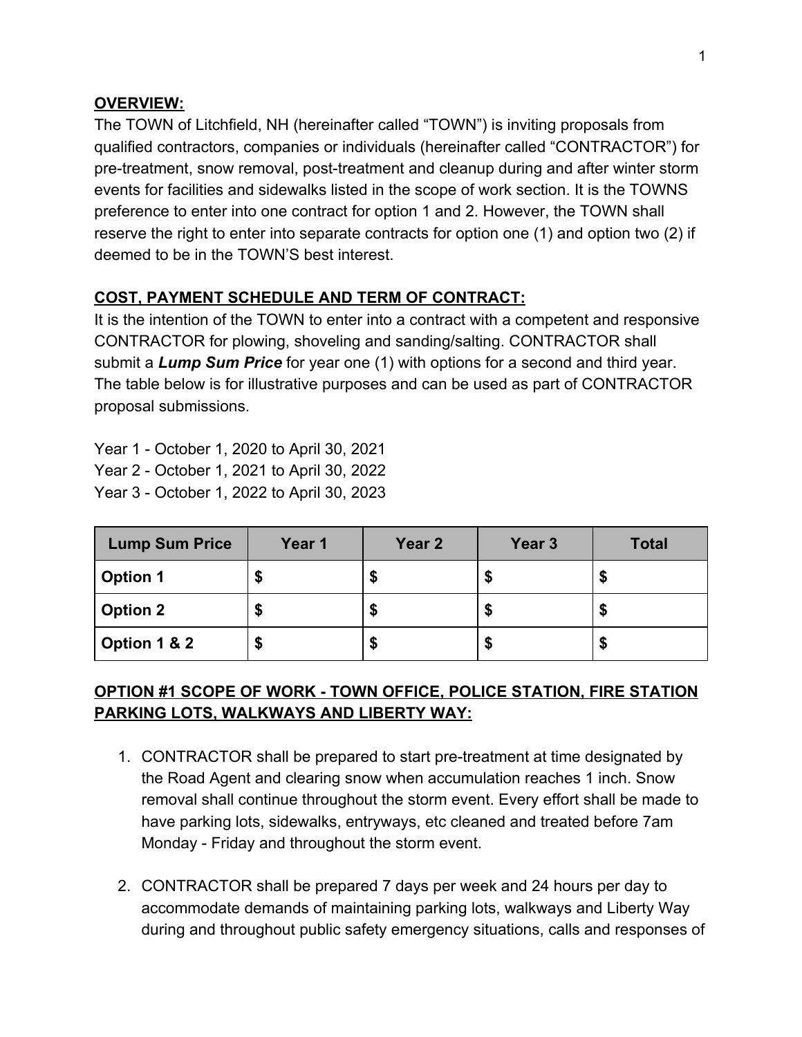**OVERVIEW:**

The TOWN of Litchfield, NH (hereinafter called "TOWN") is inviting proposals from qualified contractors, companies or individuals (hereinafter called "CONTRACTOR") for pre-treatment, snow removal, post-treatment and cleanup during and after winter storm events for facilities and sidewalks listed in the scope of work section. It is the TOWNS preference to enter into one contract for option 1 and 2. However, the TOWN shall reserve the right to enter into separate contracts for option one (1) and option two (2) if deemed to be in the TOWN'S best interest.

**COST, PAYMENT SCHEDULE AND TERM OF CONTRACT:**

It is the intention of the TOWN to enter into a contract with a competent and responsive CONTRACTOR for plowing, shoveling and sanding/salting. CONTRACTOR shall submit a ***Lump Sum Price*** for year one (1) with options for a second and third year. The table below is for illustrative purposes and can be used as part of CONTRACTOR proposal submissions.

Year 1 - October 1, 2020 to April 30, 2021
Year 2 - October 1, 2021 to April 30, 2022
Year 3 - October 1, 2022 to April 30, 2023

| Lump Sum Price | Year 1 | Year 2 | Year 3 | Total |
|---|---|---|---|---|
| **Option 1** | **$** | **$** | **$** | **$** |
| **Option 2** | **$** | **$** | **$** | **$** |
| **Option 1 & 2** | **$** | **$** | **$** | **$** |

**OPTION #1 SCOPE OF WORK - TOWN OFFICE, POLICE STATION, FIRE STATION PARKING LOTS, WALKWAYS AND LIBERTY WAY:**

1. CONTRACTOR shall be prepared to start pre-treatment at time designated by the Road Agent and clearing snow when accumulation reaches 1 inch. Snow removal shall continue throughout the storm event. Every effort shall be made to have parking lots, sidewalks, entryways, etc cleaned and treated before 7am Monday - Friday and throughout the storm event.

2. CONTRACTOR shall be prepared 7 days per week and 24 hours per day to accommodate demands of maintaining parking lots, walkways and Liberty Way during and throughout public safety emergency situations, calls and responses of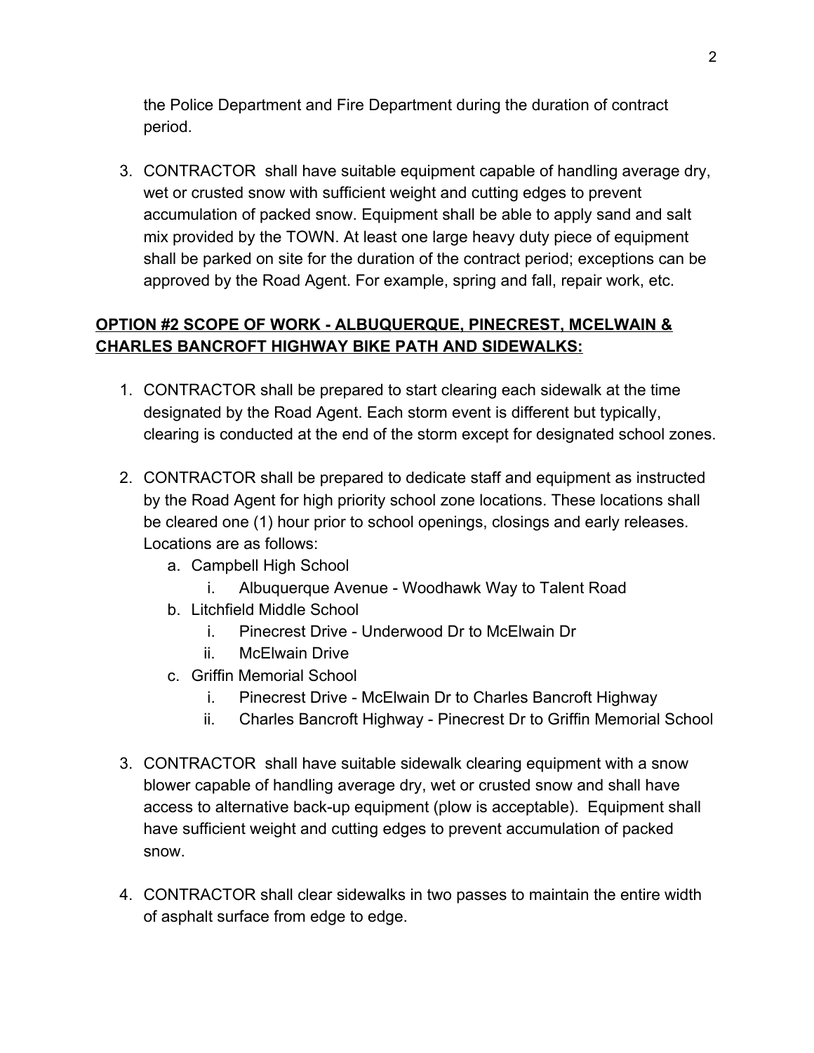the Police Department and Fire Department during the duration of contract period.

3. CONTRACTOR shall have suitable equipment capable of handling average dry, wet or crusted snow with sufficient weight and cutting edges to prevent accumulation of packed snow. Equipment shall be able to apply sand and salt mix provided by the TOWN. At least one large heavy duty piece of equipment shall be parked on site for the duration of the contract period; exceptions can be approved by the Road Agent. For example, spring and fall, repair work, etc.

**OPTION #2 SCOPE OF WORK - ALBUQUERQUE, PINECREST, MCELWAIN & CHARLES BANCROFT HIGHWAY BIKE PATH AND SIDEWALKS:**

1. CONTRACTOR shall be prepared to start clearing each sidewalk at the time designated by the Road Agent. Each storm event is different but typically, clearing is conducted at the end of the storm except for designated school zones.

2. CONTRACTOR shall be prepared to dedicate staff and equipment as instructed by the Road Agent for high priority school zone locations. These locations shall be cleared one (1) hour prior to school openings, closings and early releases. Locations are as follows:
   a. Campbell High School
      i. Albuquerque Avenue - Woodhawk Way to Talent Road
   b. Litchfield Middle School
      i. Pinecrest Drive - Underwood Dr to McElwain Dr
      ii. McElwain Drive
   c. Griffin Memorial School
      i. Pinecrest Drive - McElwain Dr to Charles Bancroft Highway
      ii. Charles Bancroft Highway - Pinecrest Dr to Griffin Memorial School

3. CONTRACTOR shall have suitable sidewalk clearing equipment with a snow blower capable of handling average dry, wet or crusted snow and shall have access to alternative back-up equipment (plow is acceptable). Equipment shall have sufficient weight and cutting edges to prevent accumulation of packed snow.

4. CONTRACTOR shall clear sidewalks in two passes to maintain the entire width of asphalt surface from edge to edge.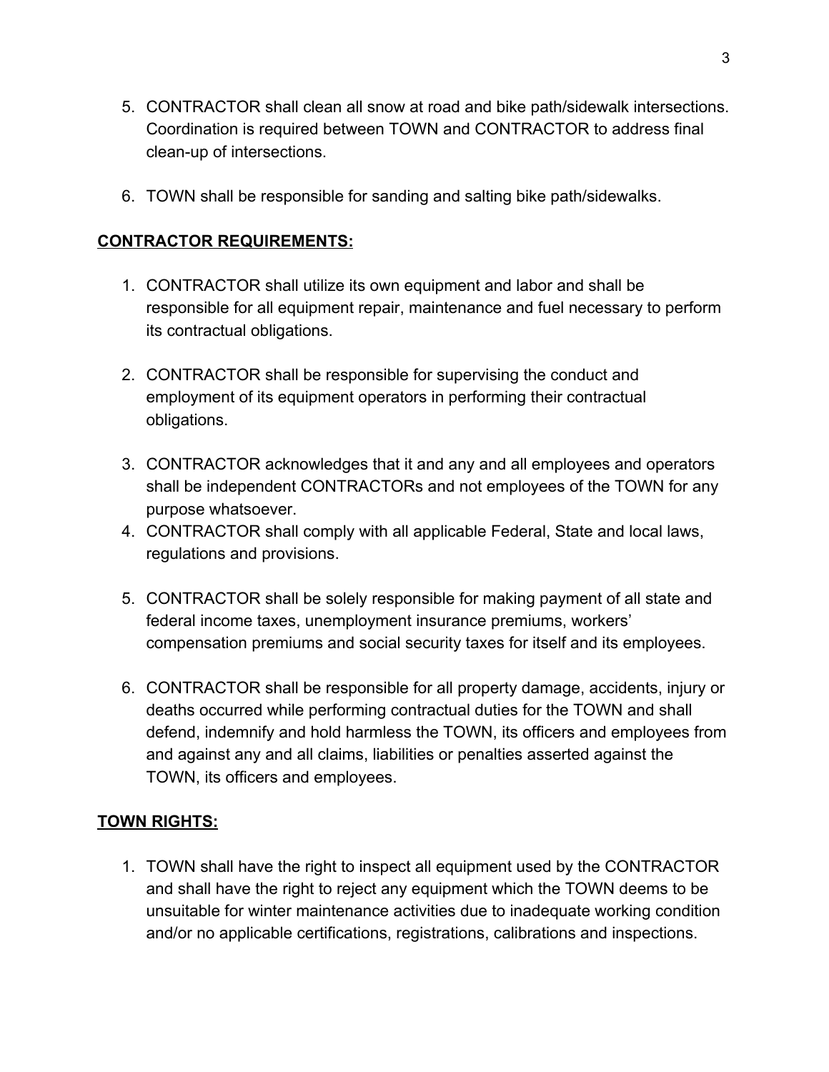5. CONTRACTOR shall clean all snow at road and bike path/sidewalk intersections. Coordination is required between TOWN and CONTRACTOR to address final clean-up of intersections.

6. TOWN shall be responsible for sanding and salting bike path/sidewalks.

**CONTRACTOR REQUIREMENTS:**

1. CONTRACTOR shall utilize its own equipment and labor and shall be responsible for all equipment repair, maintenance and fuel necessary to perform its contractual obligations.

2. CONTRACTOR shall be responsible for supervising the conduct and employment of its equipment operators in performing their contractual obligations.

3. CONTRACTOR acknowledges that it and any and all employees and operators shall be independent CONTRACTORs and not employees of the TOWN for any purpose whatsoever.
4. CONTRACTOR shall comply with all applicable Federal, State and local laws, regulations and provisions.

5. CONTRACTOR shall be solely responsible for making payment of all state and federal income taxes, unemployment insurance premiums, workers' compensation premiums and social security taxes for itself and its employees.

6. CONTRACTOR shall be responsible for all property damage, accidents, injury or deaths occurred while performing contractual duties for the TOWN and shall defend, indemnify and hold harmless the TOWN, its officers and employees from and against any and all claims, liabilities or penalties asserted against the TOWN, its officers and employees.

**TOWN RIGHTS:**

1. TOWN shall have the right to inspect all equipment used by the CONTRACTOR and shall have the right to reject any equipment which the TOWN deems to be unsuitable for winter maintenance activities due to inadequate working condition and/or no applicable certifications, registrations, calibrations and inspections.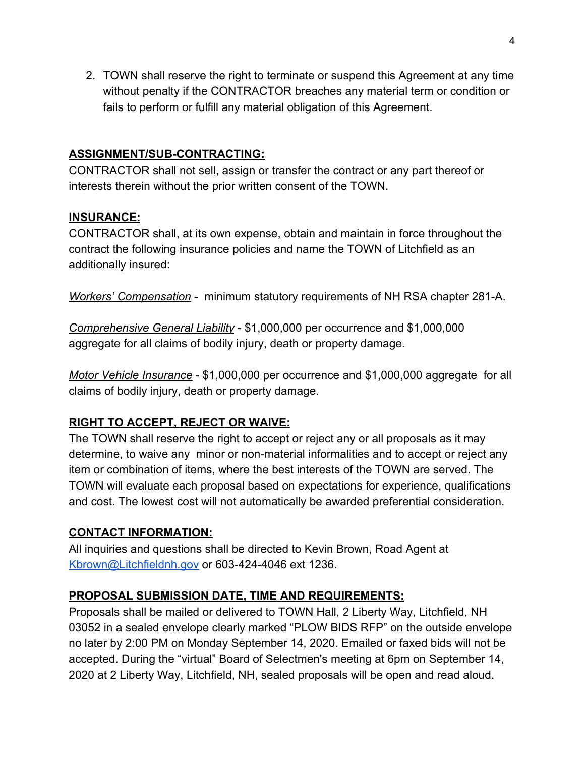2. TOWN shall reserve the right to terminate or suspend this Agreement at any time without penalty if the CONTRACTOR breaches any material term or condition or fails to perform or fulfill any material obligation of this Agreement.

**ASSIGNMENT/SUB-CONTRACTING:**

CONTRACTOR shall not sell, assign or transfer the contract or any part thereof or interests therein without the prior written consent of the TOWN.

**INSURANCE:**

CONTRACTOR shall, at its own expense, obtain and maintain in force throughout the contract the following insurance policies and name the TOWN of Litchfield as an additionally insured:

*Workers' Compensation* - minimum statutory requirements of NH RSA chapter 281-A.

*Comprehensive General Liability* - $1,000,000 per occurrence and $1,000,000 aggregate for all claims of bodily injury, death or property damage.

*Motor Vehicle Insurance* - $1,000,000 per occurrence and $1,000,000 aggregate for all claims of bodily injury, death or property damage.

**RIGHT TO ACCEPT, REJECT OR WAIVE:**

The TOWN shall reserve the right to accept or reject any or all proposals as it may determine, to waive any minor or non-material informalities and to accept or reject any item or combination of items, where the best interests of the TOWN are served. The TOWN will evaluate each proposal based on expectations for experience, qualifications and cost. The lowest cost will not automatically be awarded preferential consideration.

**CONTACT INFORMATION:**

All inquiries and questions shall be directed to Kevin Brown, Road Agent at Kbrown@Litchfieldnh.gov or 603-424-4046 ext 1236.

**PROPOSAL SUBMISSION DATE, TIME AND REQUIREMENTS:**

Proposals shall be mailed or delivered to TOWN Hall, 2 Liberty Way, Litchfield, NH 03052 in a sealed envelope clearly marked "PLOW BIDS RFP" on the outside envelope no later by 2:00 PM on Monday September 14, 2020. Emailed or faxed bids will not be accepted. During the "virtual" Board of Selectmen's meeting at 6pm on September 14, 2020 at 2 Liberty Way, Litchfield, NH, sealed proposals will be open and read aloud.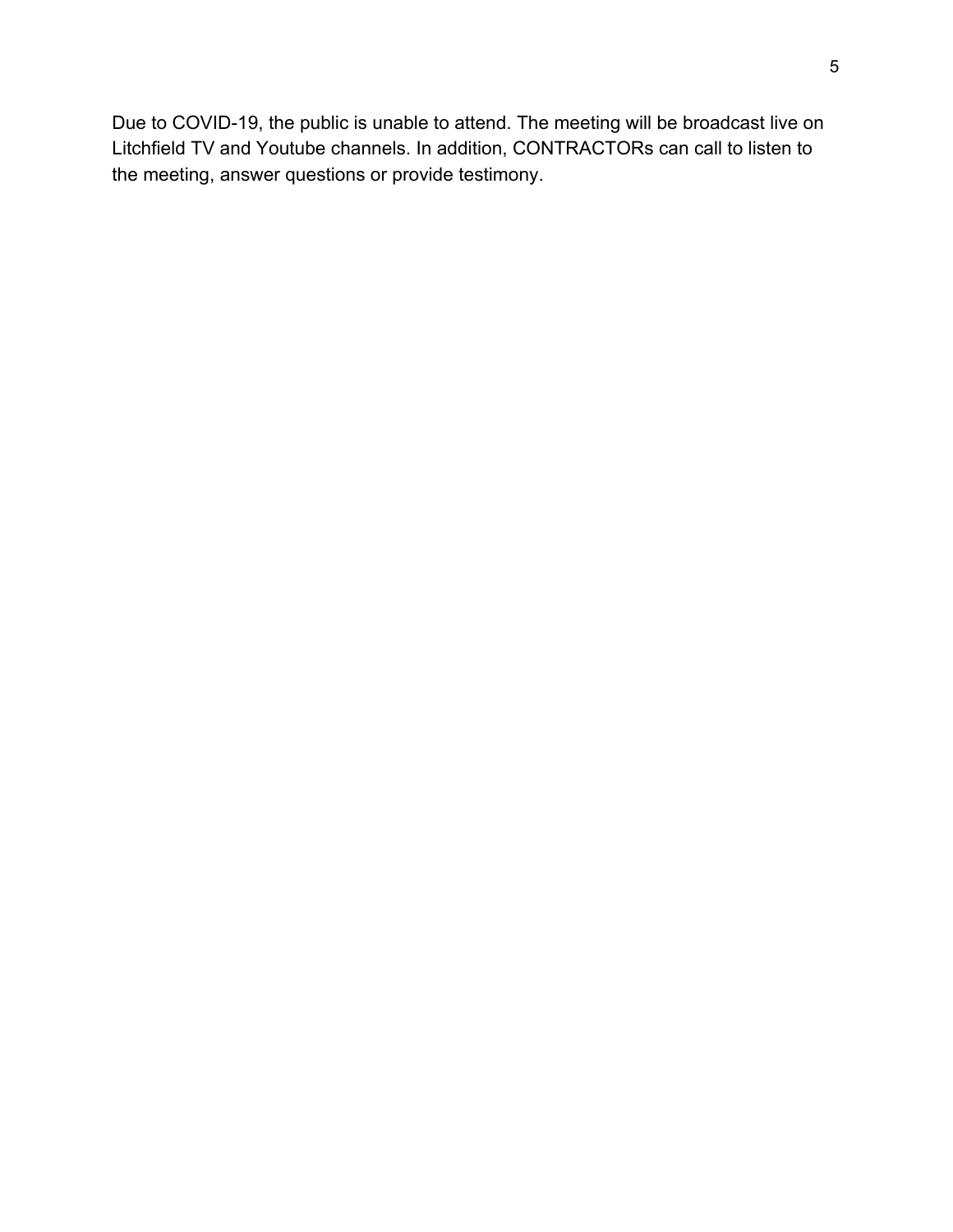Due to COVID-19, the public is unable to attend. The meeting will be broadcast live on Litchfield TV and Youtube channels. In addition, CONTRACTORs can call to listen to the meeting, answer questions or provide testimony.